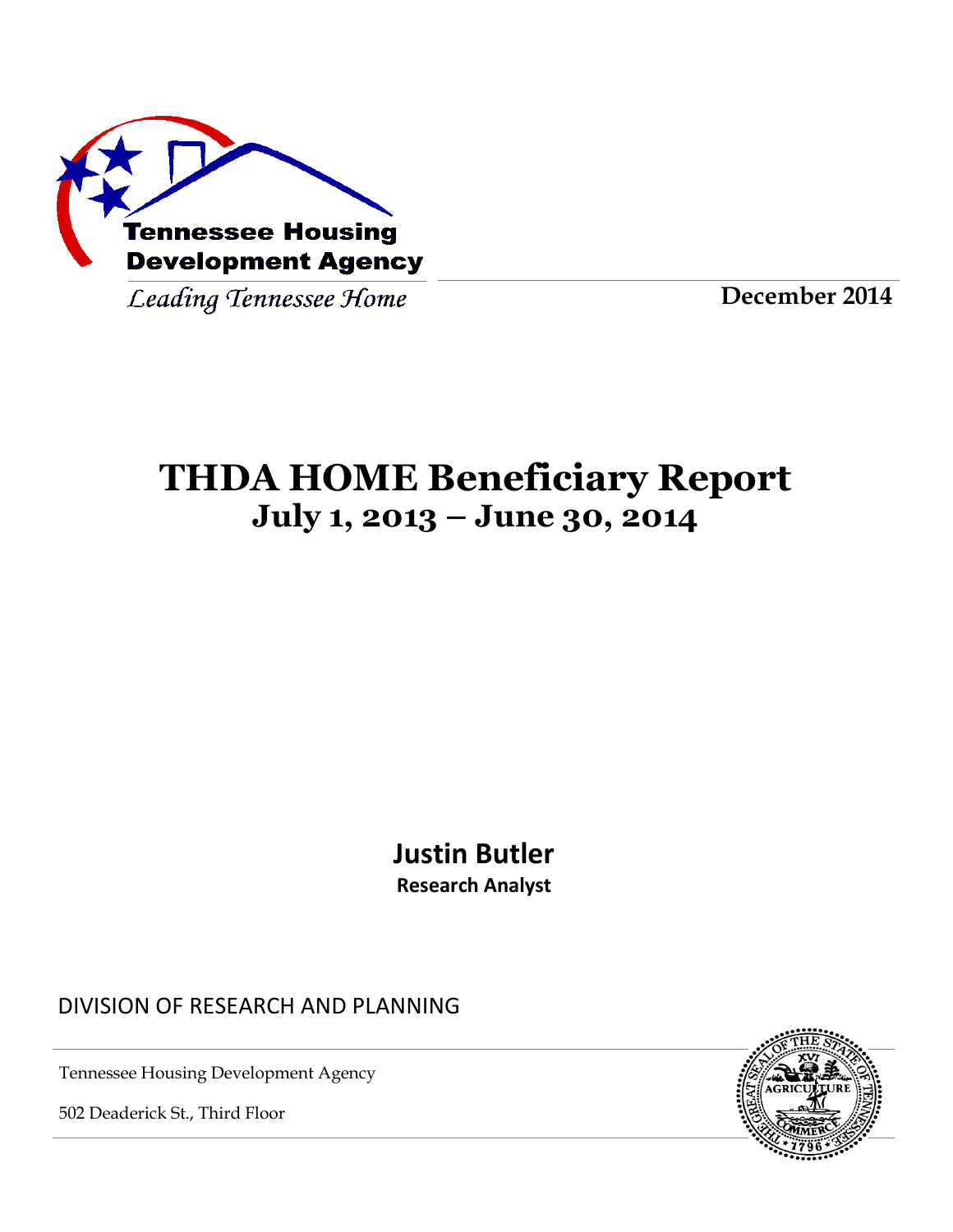Tennessee Housing Development Agency

*Leading Tennessee Home*

**December 2014**

# THDA HOME Beneficiary Report
## July 1, 2013 – June 30, 2014

**Justin Butler**

**Research Analyst**

DIVISION OF RESEARCH AND PLANNING

Tennessee Housing Development Agency

502 Deaderick St., Third Floor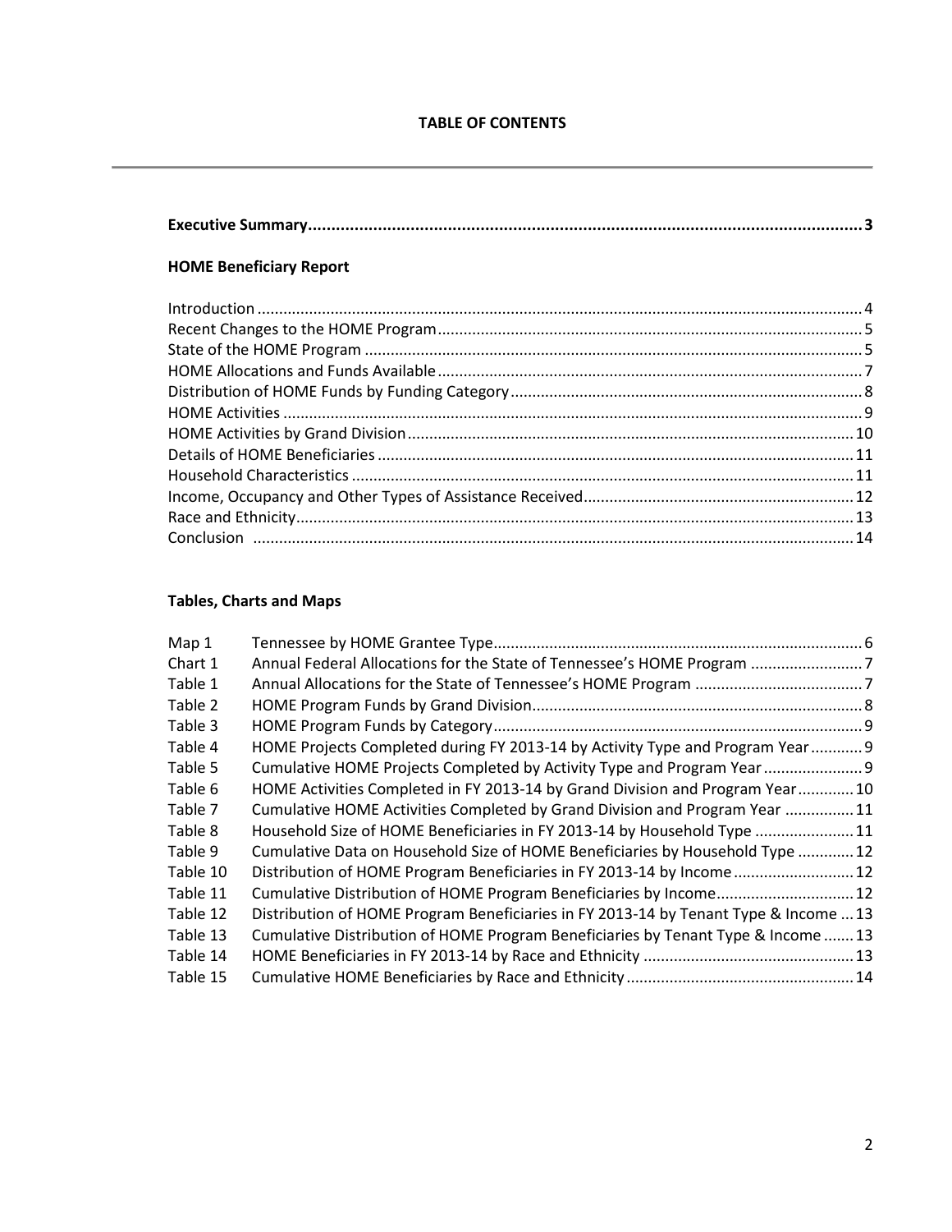# TABLE OF CONTENTS

**Executive Summary** .......... **3**

### HOME Beneficiary Report

Introduction .......... 4
Recent Changes to the HOME Program .......... 5
State of the HOME Program .......... 5
HOME Allocations and Funds Available .......... 7
Distribution of HOME Funds by Funding Category .......... 8
HOME Activities .......... 9
HOME Activities by Grand Division .......... 10
Details of HOME Beneficiaries .......... 11
Household Characteristics .......... 11
Income, Occupancy and Other Types of Assistance Received .......... 12
Race and Ethnicity .......... 13
Conclusion .......... 14

### Tables, Charts and Maps

| | | |
|---|---|---|
| Map 1 | Tennessee by HOME Grantee Type | 6 |
| Chart 1 | Annual Federal Allocations for the State of Tennessee's HOME Program | 7 |
| Table 1 | Annual Allocations for the State of Tennessee's HOME Program | 7 |
| Table 2 | HOME Program Funds by Grand Division | 8 |
| Table 3 | HOME Program Funds by Category | 9 |
| Table 4 | HOME Projects Completed during FY 2013-14 by Activity Type and Program Year | 9 |
| Table 5 | Cumulative HOME Projects Completed by Activity Type and Program Year | 9 |
| Table 6 | HOME Activities Completed in FY 2013-14 by Grand Division and Program Year | 10 |
| Table 7 | Cumulative HOME Activities Completed by Grand Division and Program Year | 11 |
| Table 8 | Household Size of HOME Beneficiaries in FY 2013-14 by Household Type | 11 |
| Table 9 | Cumulative Data on Household Size of HOME Beneficiaries by Household Type | 12 |
| Table 10 | Distribution of HOME Program Beneficiaries in FY 2013-14 by Income | 12 |
| Table 11 | Cumulative Distribution of HOME Program Beneficiaries by Income | 12 |
| Table 12 | Distribution of HOME Program Beneficiaries in FY 2013-14 by Tenant Type & Income | 13 |
| Table 13 | Cumulative Distribution of HOME Program Beneficiaries by Tenant Type & Income | 13 |
| Table 14 | HOME Beneficiaries in FY 2013-14 by Race and Ethnicity | 13 |
| Table 15 | Cumulative HOME Beneficiaries by Race and Ethnicity | 14 |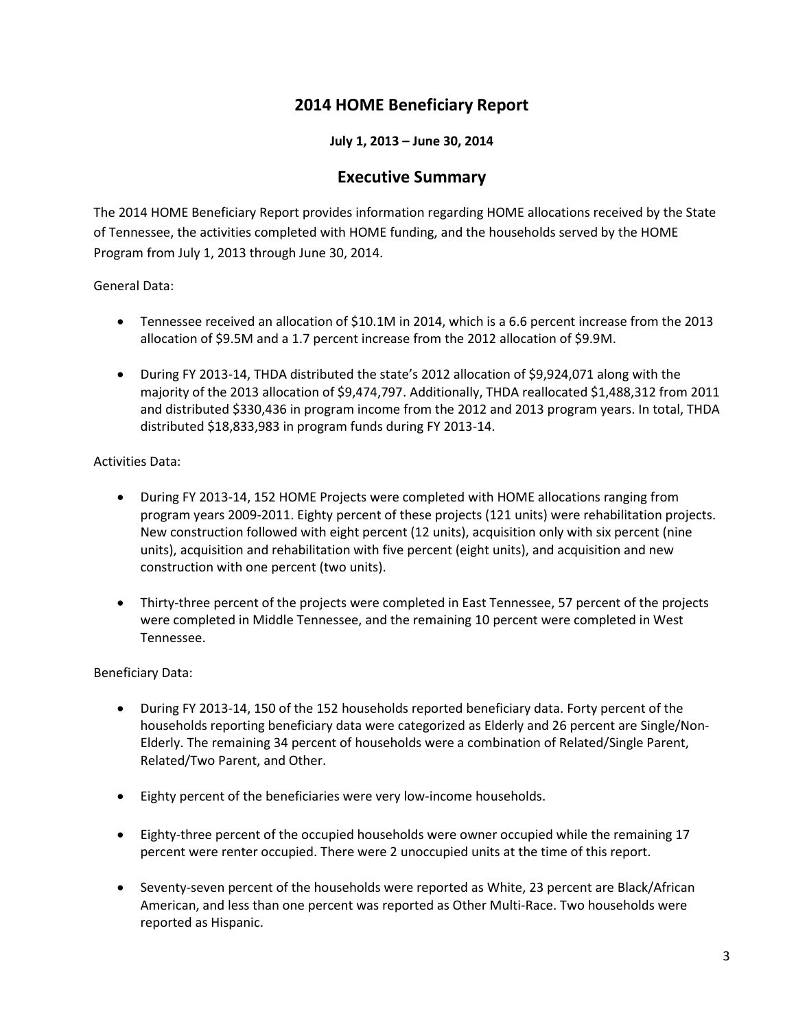# 2014 HOME Beneficiary Report

**July 1, 2013 – June 30, 2014**

## Executive Summary

The 2014 HOME Beneficiary Report provides information regarding HOME allocations received by the State of Tennessee, the activities completed with HOME funding, and the households served by the HOME Program from July 1, 2013 through June 30, 2014.

General Data:

- Tennessee received an allocation of $10.1M in 2014, which is a 6.6 percent increase from the 2013 allocation of $9.5M and a 1.7 percent increase from the 2012 allocation of $9.9M.
- During FY 2013-14, THDA distributed the state's 2012 allocation of $9,924,071 along with the majority of the 2013 allocation of $9,474,797. Additionally, THDA reallocated $1,488,312 from 2011 and distributed $330,436 in program income from the 2012 and 2013 program years. In total, THDA distributed $18,833,983 in program funds during FY 2013-14.

Activities Data:

- During FY 2013-14, 152 HOME Projects were completed with HOME allocations ranging from program years 2009-2011. Eighty percent of these projects (121 units) were rehabilitation projects. New construction followed with eight percent (12 units), acquisition only with six percent (nine units), acquisition and rehabilitation with five percent (eight units), and acquisition and new construction with one percent (two units).
- Thirty-three percent of the projects were completed in East Tennessee, 57 percent of the projects were completed in Middle Tennessee, and the remaining 10 percent were completed in West Tennessee.

Beneficiary Data:

- During FY 2013-14, 150 of the 152 households reported beneficiary data. Forty percent of the households reporting beneficiary data were categorized as Elderly and 26 percent are Single/Non-Elderly. The remaining 34 percent of households were a combination of Related/Single Parent, Related/Two Parent, and Other.
- Eighty percent of the beneficiaries were very low-income households.
- Eighty-three percent of the occupied households were owner occupied while the remaining 17 percent were renter occupied. There were 2 unoccupied units at the time of this report.
- Seventy-seven percent of the households were reported as White, 23 percent are Black/African American, and less than one percent was reported as Other Multi-Race. Two households were reported as Hispanic.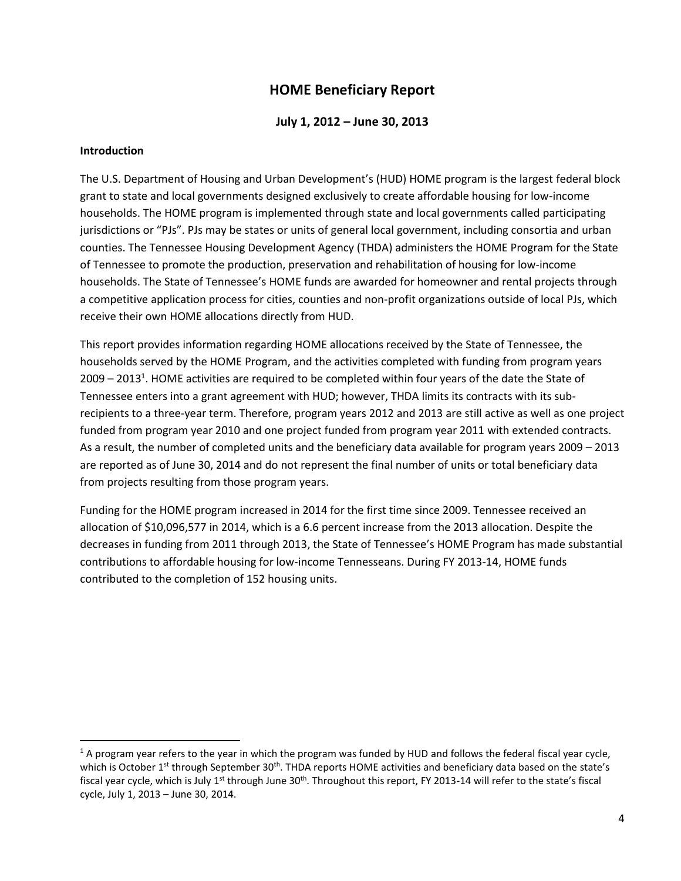# HOME Beneficiary Report

**July 1, 2012 – June 30, 2013**

**Introduction**

The U.S. Department of Housing and Urban Development's (HUD) HOME program is the largest federal block grant to state and local governments designed exclusively to create affordable housing for low-income households. The HOME program is implemented through state and local governments called participating jurisdictions or "PJs". PJs may be states or units of general local government, including consortia and urban counties. The Tennessee Housing Development Agency (THDA) administers the HOME Program for the State of Tennessee to promote the production, preservation and rehabilitation of housing for low-income households. The State of Tennessee's HOME funds are awarded for homeowner and rental projects through a competitive application process for cities, counties and non-profit organizations outside of local PJs, which receive their own HOME allocations directly from HUD.

This report provides information regarding HOME allocations received by the State of Tennessee, the households served by the HOME Program, and the activities completed with funding from program years 2009 – 2013[1]. HOME activities are required to be completed within four years of the date the State of Tennessee enters into a grant agreement with HUD; however, THDA limits its contracts with its sub-recipients to a three-year term. Therefore, program years 2012 and 2013 are still active as well as one project funded from program year 2010 and one project funded from program year 2011 with extended contracts. As a result, the number of completed units and the beneficiary data available for program years 2009 – 2013 are reported as of June 30, 2014 and do not represent the final number of units or total beneficiary data from projects resulting from those program years.

Funding for the HOME program increased in 2014 for the first time since 2009. Tennessee received an allocation of $10,096,577 in 2014, which is a 6.6 percent increase from the 2013 allocation. Despite the decreases in funding from 2011 through 2013, the State of Tennessee's HOME Program has made substantial contributions to affordable housing for low-income Tennesseans. During FY 2013-14, HOME funds contributed to the completion of 152 housing units.

---

[1] A program year refers to the year in which the program was funded by HUD and follows the federal fiscal year cycle, which is October 1st through September 30th. THDA reports HOME activities and beneficiary data based on the state's fiscal year cycle, which is July 1st through June 30th. Throughout this report, FY 2013-14 will refer to the state's fiscal cycle, July 1, 2013 – June 30, 2014.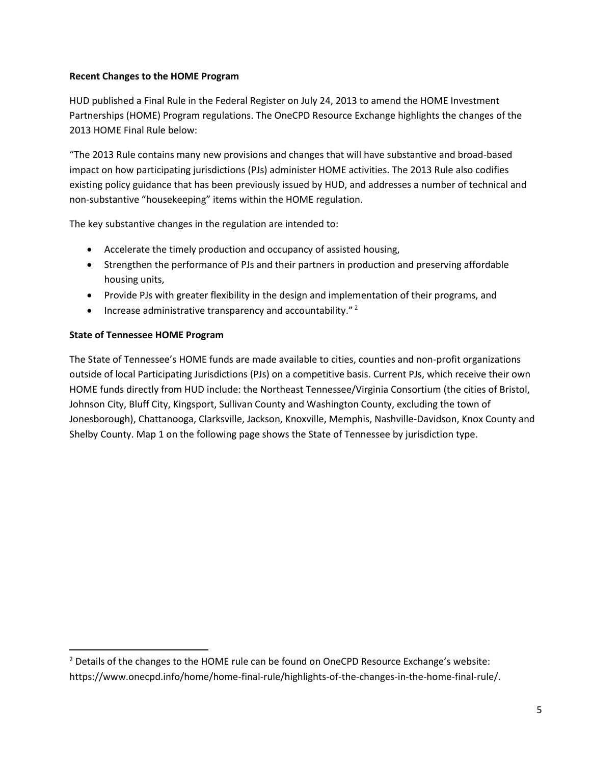**Recent Changes to the HOME Program**

HUD published a Final Rule in the Federal Register on July 24, 2013 to amend the HOME Investment Partnerships (HOME) Program regulations. The OneCPD Resource Exchange highlights the changes of the 2013 HOME Final Rule below:

"The 2013 Rule contains many new provisions and changes that will have substantive and broad-based impact on how participating jurisdictions (PJs) administer HOME activities. The 2013 Rule also codifies existing policy guidance that has been previously issued by HUD, and addresses a number of technical and non-substantive "housekeeping" items within the HOME regulation.

The key substantive changes in the regulation are intended to:

- Accelerate the timely production and occupancy of assisted housing,
- Strengthen the performance of PJs and their partners in production and preserving affordable housing units,
- Provide PJs with greater flexibility in the design and implementation of their programs, and
- Increase administrative transparency and accountability." [2]

**State of Tennessee HOME Program**

The State of Tennessee's HOME funds are made available to cities, counties and non-profit organizations outside of local Participating Jurisdictions (PJs) on a competitive basis. Current PJs, which receive their own HOME funds directly from HUD include: the Northeast Tennessee/Virginia Consortium (the cities of Bristol, Johnson City, Bluff City, Kingsport, Sullivan County and Washington County, excluding the town of Jonesborough), Chattanooga, Clarksville, Jackson, Knoxville, Memphis, Nashville-Davidson, Knox County and Shelby County. Map 1 on the following page shows the State of Tennessee by jurisdiction type.

---

[2] Details of the changes to the HOME rule can be found on OneCPD Resource Exchange's website: https://www.onecpd.info/home/home-final-rule/highlights-of-the-changes-in-the-home-final-rule/.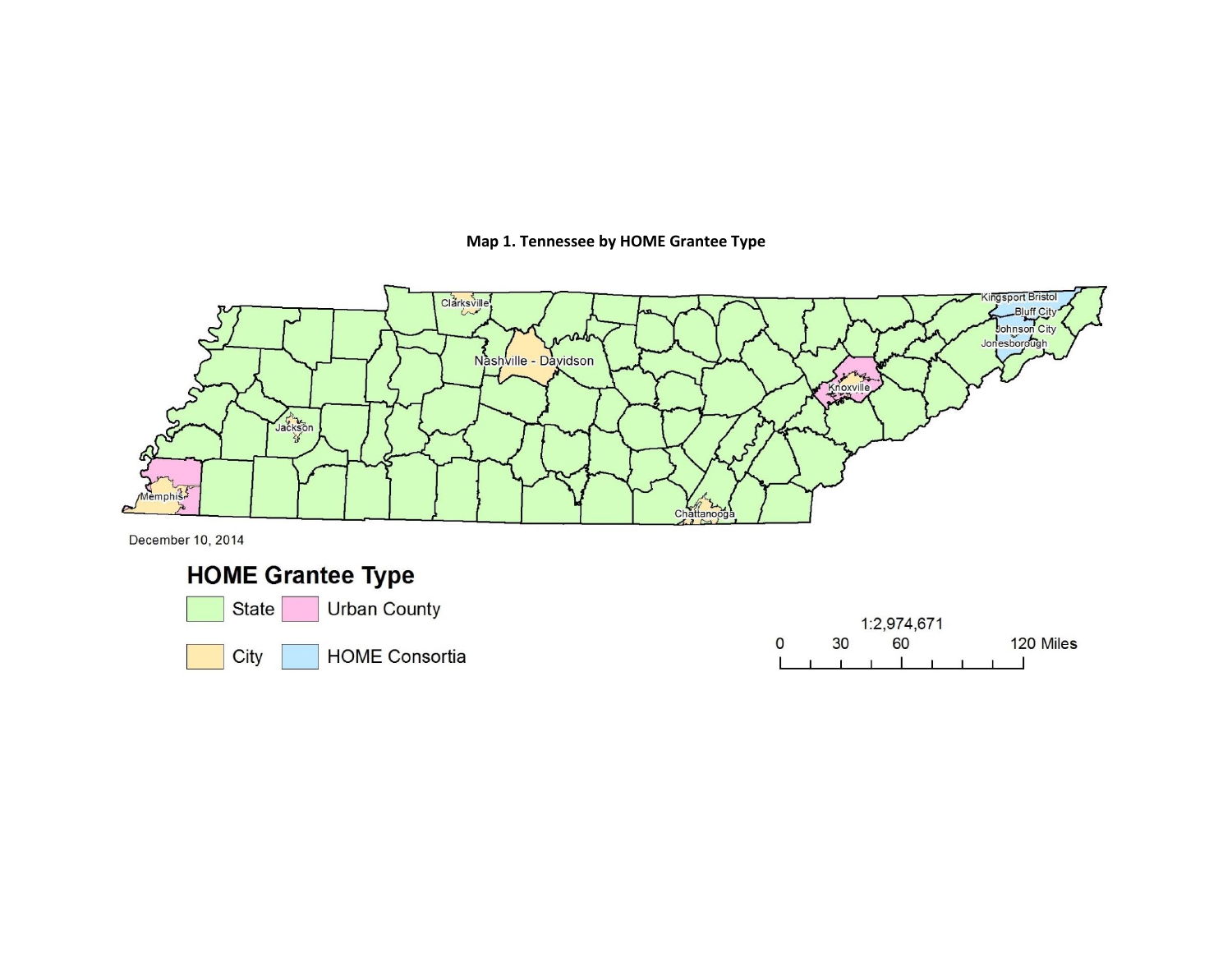**Map 1. Tennessee by HOME Grantee Type**

Clarksville

Nashville - Davidson

Kingsport Bristol

Bluff City

Johnson City

Jonesborough

Knoxville

Jackson

Memphis

Chattanooga

December 10, 2014

**HOME Grantee Type**

State

Urban County

City

HOME Consortia

1:2,974,671

0 30 60 120 Miles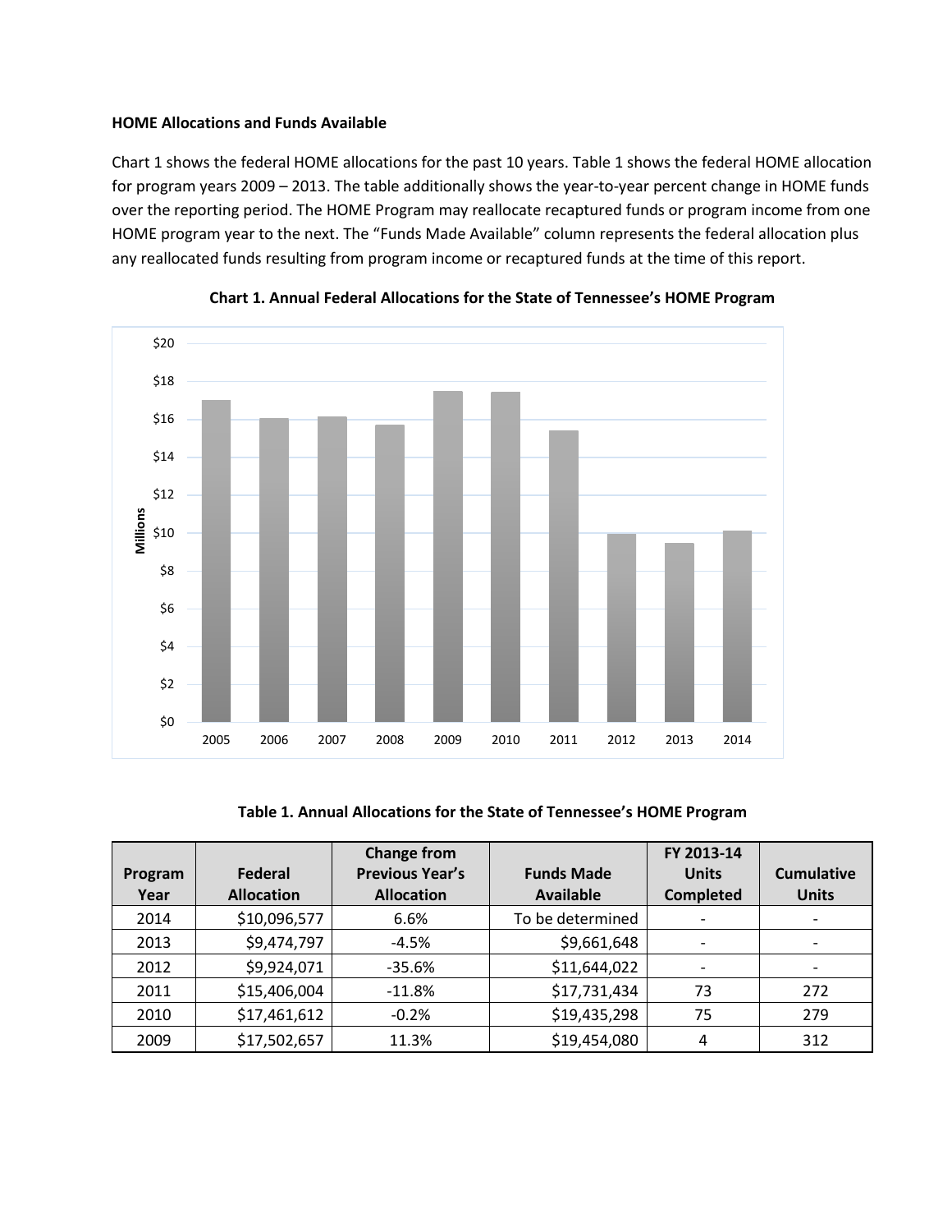**HOME Allocations and Funds Available**

Chart 1 shows the federal HOME allocations for the past 10 years. Table 1 shows the federal HOME allocation for program years 2009 – 2013. The table additionally shows the year-to-year percent change in HOME funds over the reporting period. The HOME Program may reallocate recaptured funds or program income from one HOME program year to the next. The "Funds Made Available" column represents the federal allocation plus any reallocated funds resulting from program income or recaptured funds at the time of this report.

**Chart 1. Annual Federal Allocations for the State of Tennessee's HOME Program**

**Table 1. Annual Allocations for the State of Tennessee's HOME Program**

| Program Year | Federal Allocation | Change from Previous Year's Allocation | Funds Made Available | FY 2013-14 Units Completed | Cumulative Units |
|---|---|---|---|---|---|
| 2014 | $10,096,577 | 6.6% | To be determined | - | - |
| 2013 | $9,474,797 | -4.5% | $9,661,648 | - | - |
| 2012 | $9,924,071 | -35.6% | $11,644,022 | - | - |
| 2011 | $15,406,004 | -11.8% | $17,731,434 | 73 | 272 |
| 2010 | $17,461,612 | -0.2% | $19,435,298 | 75 | 279 |
| 2009 | $17,502,657 | 11.3% | $19,454,080 | 4 | 312 |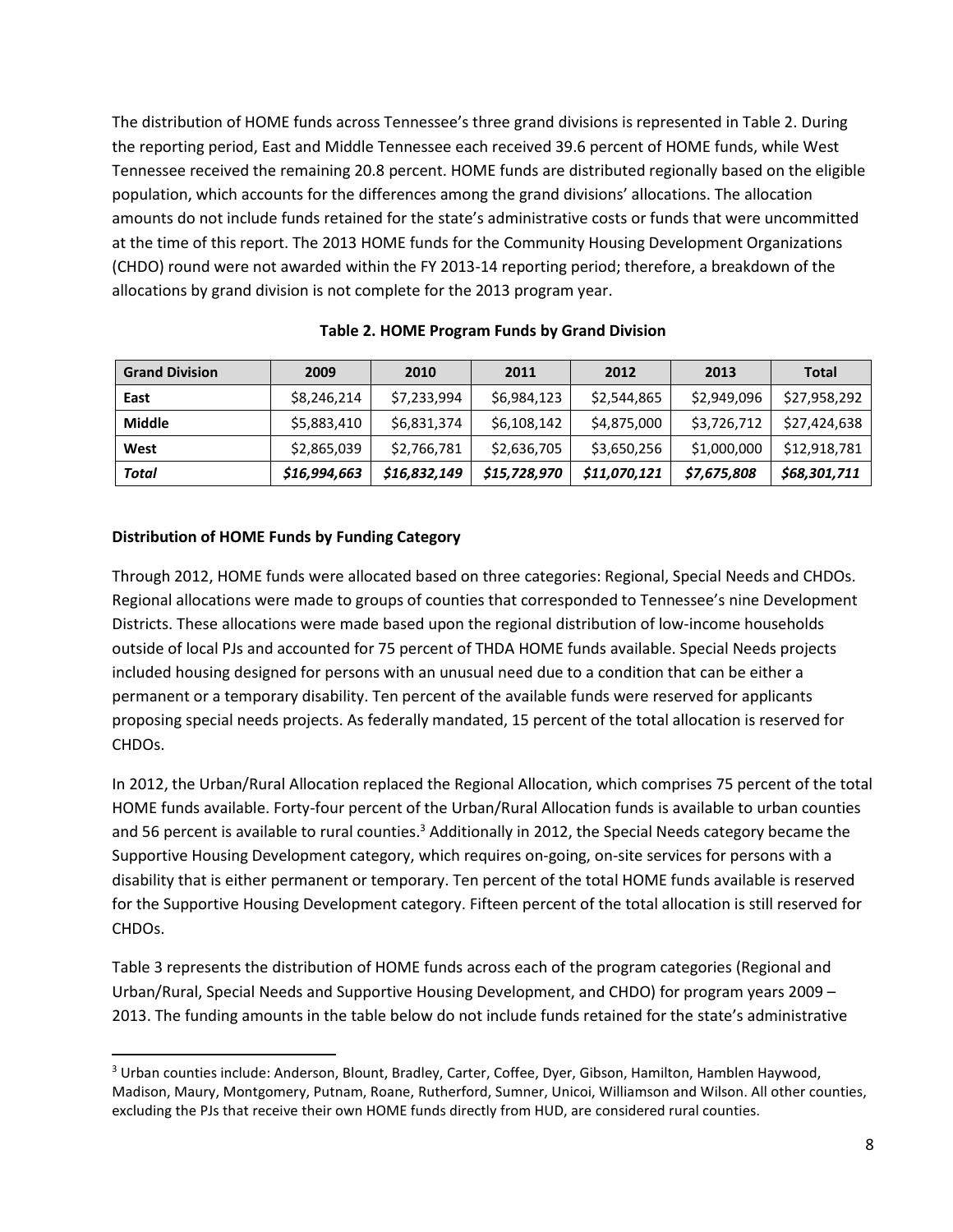The distribution of HOME funds across Tennessee's three grand divisions is represented in Table 2. During the reporting period, East and Middle Tennessee each received 39.6 percent of HOME funds, while West Tennessee received the remaining 20.8 percent. HOME funds are distributed regionally based on the eligible population, which accounts for the differences among the grand divisions' allocations. The allocation amounts do not include funds retained for the state's administrative costs or funds that were uncommitted at the time of this report. The 2013 HOME funds for the Community Housing Development Organizations (CHDO) round were not awarded within the FY 2013-14 reporting period; therefore, a breakdown of the allocations by grand division is not complete for the 2013 program year.

**Table 2. HOME Program Funds by Grand Division**

| Grand Division | 2009 | 2010 | 2011 | 2012 | 2013 | Total |
|---|---|---|---|---|---|---|
| **East** | $8,246,214 | $7,233,994 | $6,984,123 | $2,544,865 | $2,949,096 | $27,958,292 |
| **Middle** | $5,883,410 | $6,831,374 | $6,108,142 | $4,875,000 | $3,726,712 | $27,424,638 |
| **West** | $2,865,039 | $2,766,781 | $2,636,705 | $3,650,256 | $1,000,000 | $12,918,781 |
| ***Total*** | ***$16,994,663*** | ***$16,832,149*** | ***$15,728,970*** | ***$11,070,121*** | ***$7,675,808*** | ***$68,301,711*** |

**Distribution of HOME Funds by Funding Category**

Through 2012, HOME funds were allocated based on three categories: Regional, Special Needs and CHDOs. Regional allocations were made to groups of counties that corresponded to Tennessee's nine Development Districts. These allocations were made based upon the regional distribution of low-income households outside of local PJs and accounted for 75 percent of THDA HOME funds available. Special Needs projects included housing designed for persons with an unusual need due to a condition that can be either a permanent or a temporary disability. Ten percent of the available funds were reserved for applicants proposing special needs projects. As federally mandated, 15 percent of the total allocation is reserved for CHDOs.

In 2012, the Urban/Rural Allocation replaced the Regional Allocation, which comprises 75 percent of the total HOME funds available. Forty-four percent of the Urban/Rural Allocation funds is available to urban counties and 56 percent is available to rural counties.[3] Additionally in 2012, the Special Needs category became the Supportive Housing Development category, which requires on-going, on-site services for persons with a disability that is either permanent or temporary. Ten percent of the total HOME funds available is reserved for the Supportive Housing Development category. Fifteen percent of the total allocation is still reserved for CHDOs.

Table 3 represents the distribution of HOME funds across each of the program categories (Regional and Urban/Rural, Special Needs and Supportive Housing Development, and CHDO) for program years 2009 – 2013. The funding amounts in the table below do not include funds retained for the state's administrative

---

[3] Urban counties include: Anderson, Blount, Bradley, Carter, Coffee, Dyer, Gibson, Hamilton, Hamblen Haywood, Madison, Maury, Montgomery, Putnam, Roane, Rutherford, Sumner, Unicoi, Williamson and Wilson. All other counties, excluding the PJs that receive their own HOME funds directly from HUD, are considered rural counties.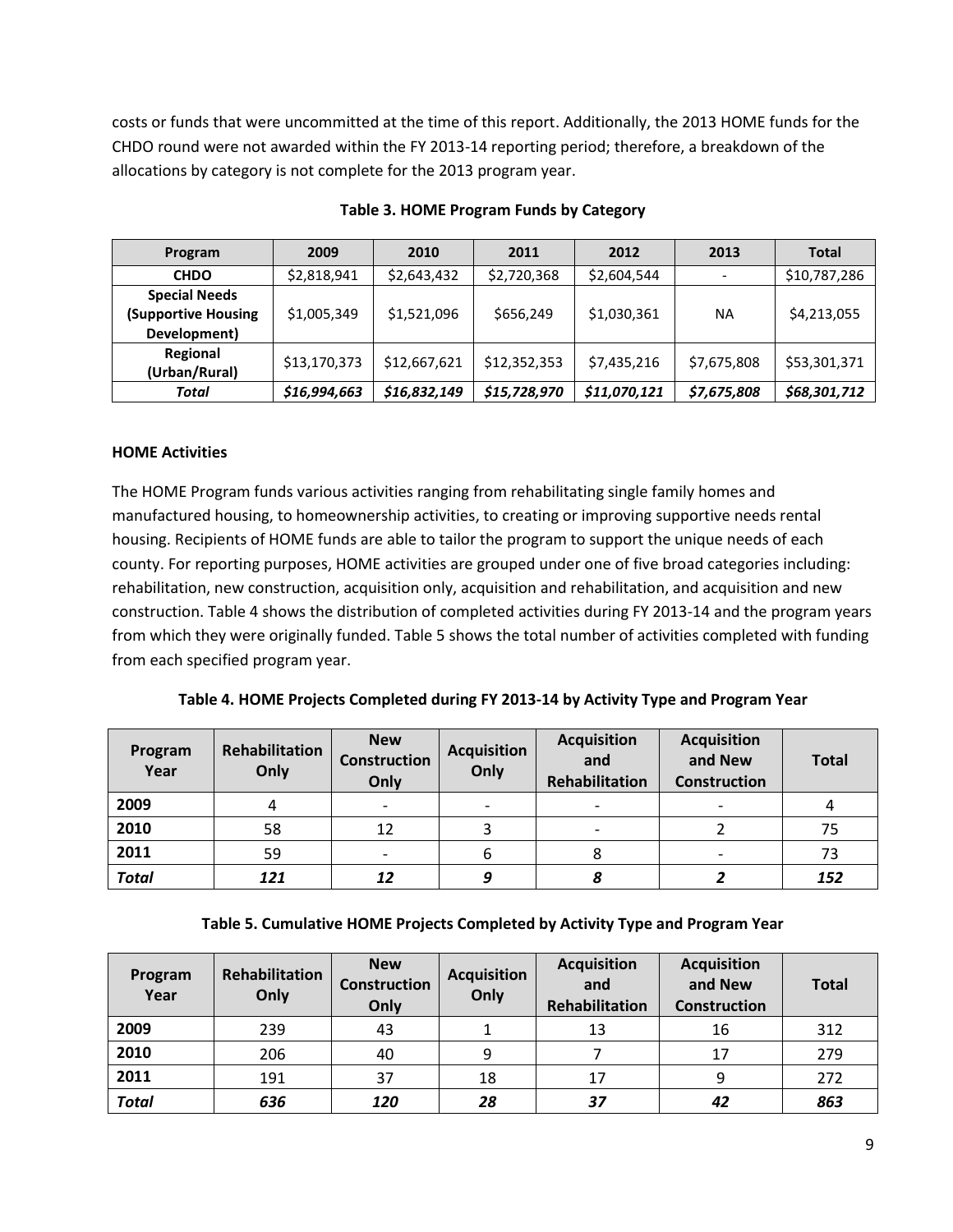costs or funds that were uncommitted at the time of this report. Additionally, the 2013 HOME funds for the CHDO round were not awarded within the FY 2013-14 reporting period; therefore, a breakdown of the allocations by category is not complete for the 2013 program year.

**Table 3. HOME Program Funds by Category**

| Program | 2009 | 2010 | 2011 | 2012 | 2013 | Total |
|---|---|---|---|---|---|---|
| **CHDO** | $2,818,941 | $2,643,432 | $2,720,368 | $2,604,544 | - | $10,787,286 |
| **Special Needs (Supportive Housing Development)** | $1,005,349 | $1,521,096 | $656,249 | $1,030,361 | NA | $4,213,055 |
| **Regional (Urban/Rural)** | $13,170,373 | $12,667,621 | $12,352,353 | $7,435,216 | $7,675,808 | $53,301,371 |
| ***Total*** | ***$16,994,663*** | ***$16,832,149*** | ***$15,728,970*** | ***$11,070,121*** | ***$7,675,808*** | ***$68,301,712*** |

**HOME Activities**

The HOME Program funds various activities ranging from rehabilitating single family homes and manufactured housing, to homeownership activities, to creating or improving supportive needs rental housing. Recipients of HOME funds are able to tailor the program to support the unique needs of each county. For reporting purposes, HOME activities are grouped under one of five broad categories including: rehabilitation, new construction, acquisition only, acquisition and rehabilitation, and acquisition and new construction. Table 4 shows the distribution of completed activities during FY 2013-14 and the program years from which they were originally funded. Table 5 shows the total number of activities completed with funding from each specified program year.

**Table 4. HOME Projects Completed during FY 2013-14 by Activity Type and Program Year**

| Program Year | Rehabilitation Only | New Construction Only | Acquisition Only | Acquisition and Rehabilitation | Acquisition and New Construction | Total |
|---|---|---|---|---|---|---|
| **2009** | 4 | - | - | - | - | 4 |
| **2010** | 58 | 12 | 3 | - | 2 | 75 |
| **2011** | 59 | - | 6 | 8 | - | 73 |
| ***Total*** | ***121*** | ***12*** | ***9*** | ***8*** | ***2*** | ***152*** |

**Table 5. Cumulative HOME Projects Completed by Activity Type and Program Year**

| Program Year | Rehabilitation Only | New Construction Only | Acquisition Only | Acquisition and Rehabilitation | Acquisition and New Construction | Total |
|---|---|---|---|---|---|---|
| **2009** | 239 | 43 | 1 | 13 | 16 | 312 |
| **2010** | 206 | 40 | 9 | 7 | 17 | 279 |
| **2011** | 191 | 37 | 18 | 17 | 9 | 272 |
| ***Total*** | ***636*** | ***120*** | ***28*** | ***37*** | ***42*** | ***863*** |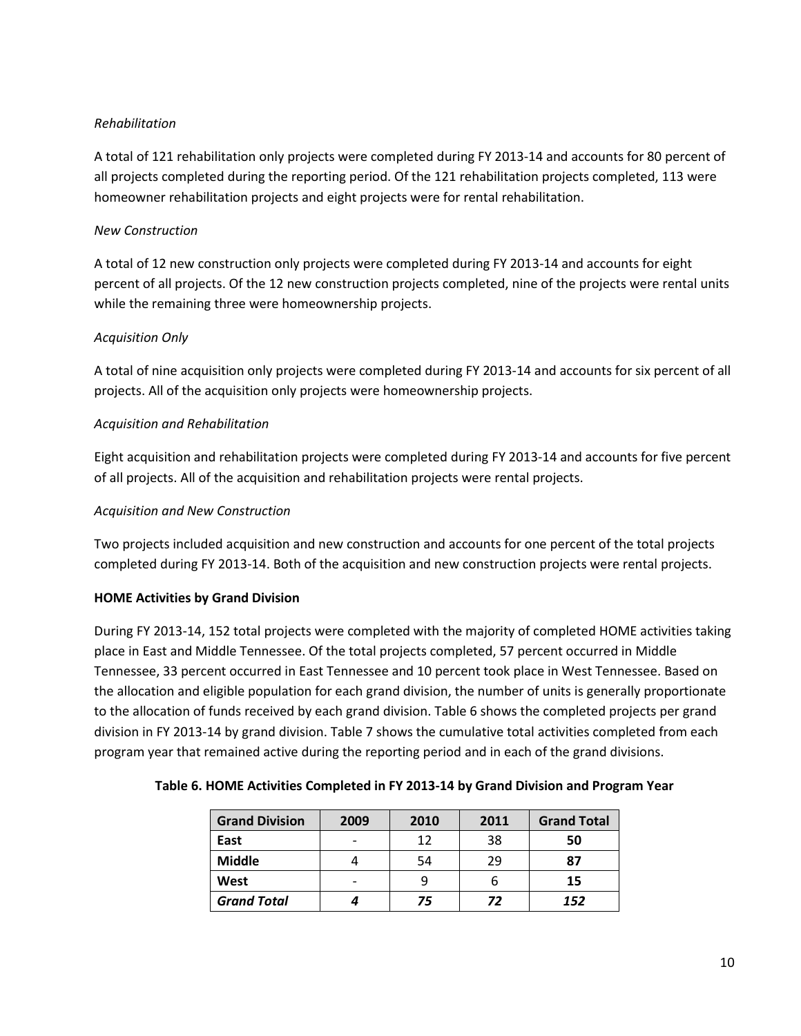*Rehabilitation*

A total of 121 rehabilitation only projects were completed during FY 2013-14 and accounts for 80 percent of all projects completed during the reporting period. Of the 121 rehabilitation projects completed, 113 were homeowner rehabilitation projects and eight projects were for rental rehabilitation.

*New Construction*

A total of 12 new construction only projects were completed during FY 2013-14 and accounts for eight percent of all projects. Of the 12 new construction projects completed, nine of the projects were rental units while the remaining three were homeownership projects.

*Acquisition Only*

A total of nine acquisition only projects were completed during FY 2013-14 and accounts for six percent of all projects. All of the acquisition only projects were homeownership projects.

*Acquisition and Rehabilitation*

Eight acquisition and rehabilitation projects were completed during FY 2013-14 and accounts for five percent of all projects. All of the acquisition and rehabilitation projects were rental projects.

*Acquisition and New Construction*

Two projects included acquisition and new construction and accounts for one percent of the total projects completed during FY 2013-14. Both of the acquisition and new construction projects were rental projects.

**HOME Activities by Grand Division**

During FY 2013-14, 152 total projects were completed with the majority of completed HOME activities taking place in East and Middle Tennessee. Of the total projects completed, 57 percent occurred in Middle Tennessee, 33 percent occurred in East Tennessee and 10 percent took place in West Tennessee. Based on the allocation and eligible population for each grand division, the number of units is generally proportionate to the allocation of funds received by each grand division. Table 6 shows the completed projects per grand division in FY 2013-14 by grand division. Table 7 shows the cumulative total activities completed from each program year that remained active during the reporting period and in each of the grand divisions.

**Table 6. HOME Activities Completed in FY 2013-14 by Grand Division and Program Year**

| Grand Division | 2009 | 2010 | 2011 | Grand Total |
|---|---|---|---|---|
| **East** | - | 12 | 38 | **50** |
| **Middle** | 4 | 54 | 29 | **87** |
| **West** | - | 9 | 6 | **15** |
| ***Grand Total*** | ***4*** | ***75*** | ***72*** | ***152*** |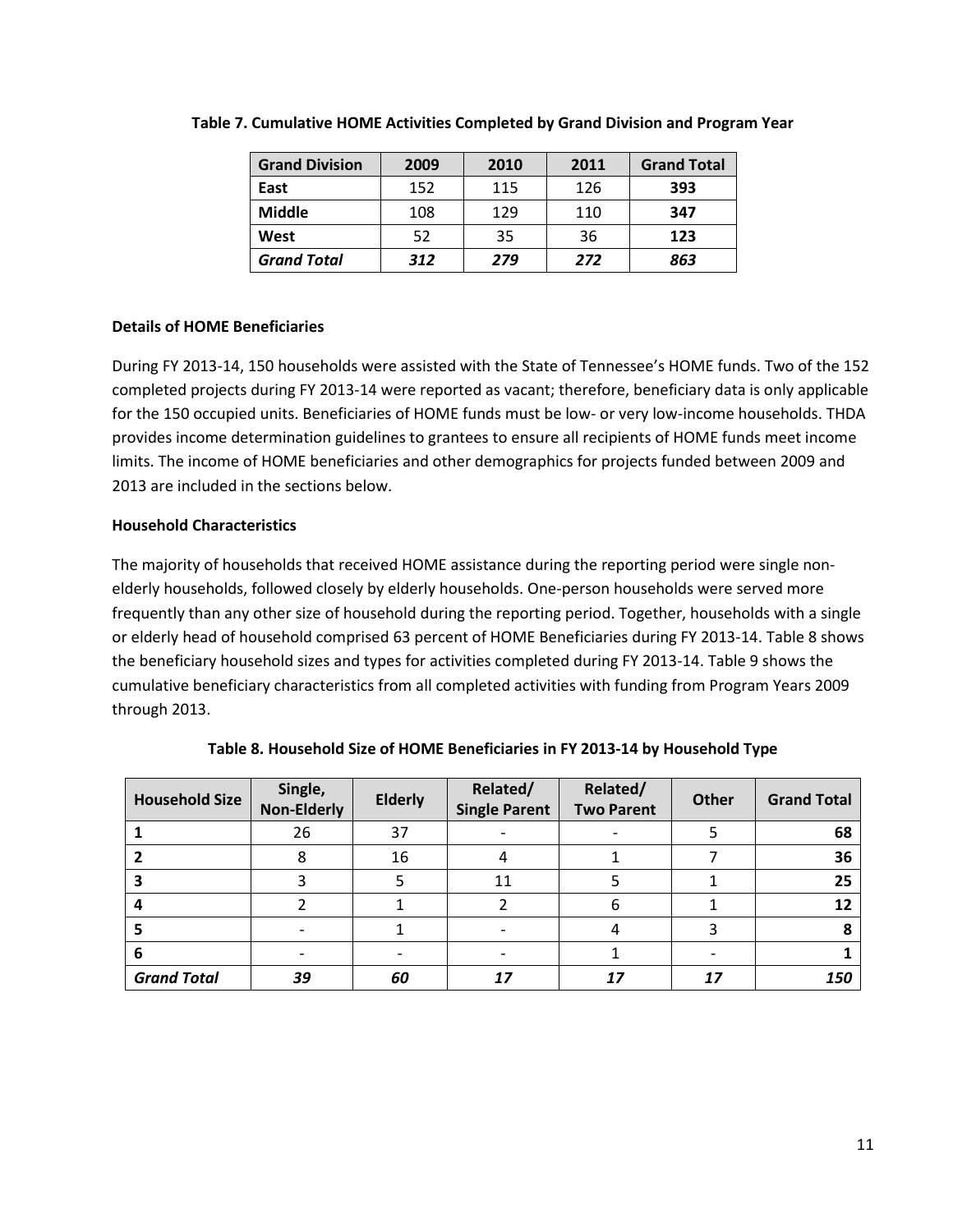**Table 7. Cumulative HOME Activities Completed by Grand Division and Program Year**

| Grand Division | 2009 | 2010 | 2011 | Grand Total |
|---|---|---|---|---|
| **East** | 152 | 115 | 126 | **393** |
| **Middle** | 108 | 129 | 110 | **347** |
| **West** | 52 | 35 | 36 | **123** |
| ***Grand Total*** | ***312*** | ***279*** | ***272*** | ***863*** |

**Details of HOME Beneficiaries**

During FY 2013-14, 150 households were assisted with the State of Tennessee's HOME funds. Two of the 152 completed projects during FY 2013-14 were reported as vacant; therefore, beneficiary data is only applicable for the 150 occupied units. Beneficiaries of HOME funds must be low- or very low-income households. THDA provides income determination guidelines to grantees to ensure all recipients of HOME funds meet income limits. The income of HOME beneficiaries and other demographics for projects funded between 2009 and 2013 are included in the sections below.

**Household Characteristics**

The majority of households that received HOME assistance during the reporting period were single non-elderly households, followed closely by elderly households. One-person households were served more frequently than any other size of household during the reporting period. Together, households with a single or elderly head of household comprised 63 percent of HOME Beneficiaries during FY 2013-14. Table 8 shows the beneficiary household sizes and types for activities completed during FY 2013-14. Table 9 shows the cumulative beneficiary characteristics from all completed activities with funding from Program Years 2009 through 2013.

**Table 8. Household Size of HOME Beneficiaries in FY 2013-14 by Household Type**

| Household Size | Single, Non-Elderly | Elderly | Related/ Single Parent | Related/ Two Parent | Other | Grand Total |
|---|---|---|---|---|---|---|
| **1** | 26 | 37 | - | - | 5 | **68** |
| **2** | 8 | 16 | 4 | 1 | 7 | **36** |
| **3** | 3 | 5 | 11 | 5 | 1 | **25** |
| **4** | 2 | 1 | 2 | 6 | 1 | **12** |
| **5** | - | 1 | - | 4 | 3 | **8** |
| **6** | - | - | - | 1 | - | **1** |
| ***Grand Total*** | ***39*** | ***60*** | ***17*** | ***17*** | ***17*** | ***150*** |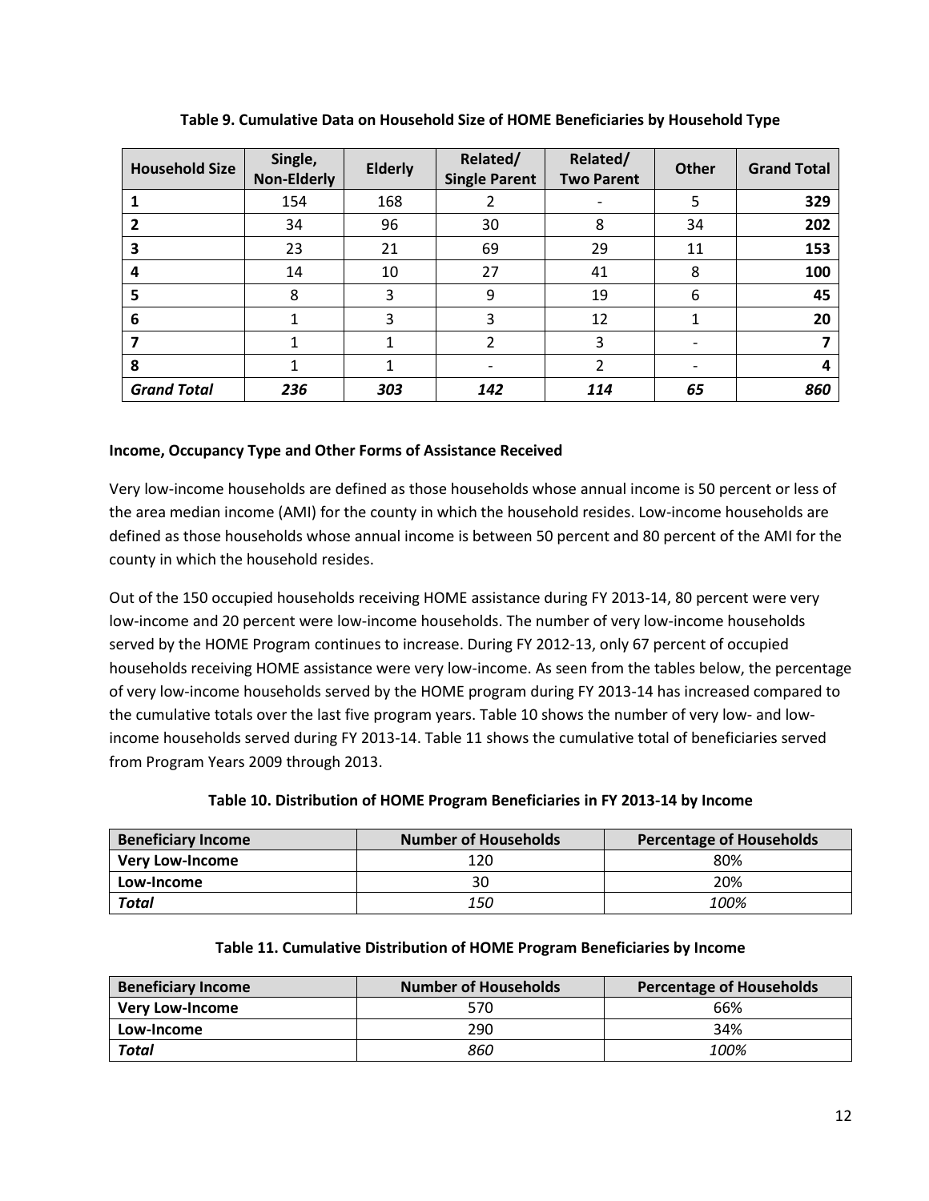**Table 9. Cumulative Data on Household Size of HOME Beneficiaries by Household Type**

| Household Size | Single, Non-Elderly | Elderly | Related/ Single Parent | Related/ Two Parent | Other | Grand Total |
|---|---|---|---|---|---|---|
| **1** | 154 | 168 | 2 | - | 5 | **329** |
| **2** | 34 | 96 | 30 | 8 | 34 | **202** |
| **3** | 23 | 21 | 69 | 29 | 11 | **153** |
| **4** | 14 | 10 | 27 | 41 | 8 | **100** |
| **5** | 8 | 3 | 9 | 19 | 6 | **45** |
| **6** | 1 | 3 | 3 | 12 | 1 | **20** |
| **7** | 1 | 1 | 2 | 3 | - | **7** |
| **8** | 1 | 1 | - | 2 | - | **4** |
| ***Grand Total*** | ***236*** | ***303*** | ***142*** | ***114*** | ***65*** | ***860*** |

**Income, Occupancy Type and Other Forms of Assistance Received**

Very low-income households are defined as those households whose annual income is 50 percent or less of the area median income (AMI) for the county in which the household resides. Low-income households are defined as those households whose annual income is between 50 percent and 80 percent of the AMI for the county in which the household resides.

Out of the 150 occupied households receiving HOME assistance during FY 2013-14, 80 percent were very low-income and 20 percent were low-income households. The number of very low-income households served by the HOME Program continues to increase. During FY 2012-13, only 67 percent of occupied households receiving HOME assistance were very low-income. As seen from the tables below, the percentage of very low-income households served by the HOME program during FY 2013-14 has increased compared to the cumulative totals over the last five program years. Table 10 shows the number of very low- and low-income households served during FY 2013-14. Table 11 shows the cumulative total of beneficiaries served from Program Years 2009 through 2013.

**Table 10. Distribution of HOME Program Beneficiaries in FY 2013-14 by Income**

| Beneficiary Income | Number of Households | Percentage of Households |
|---|---|---|
| **Very Low-Income** | 120 | 80% |
| **Low-Income** | 30 | 20% |
| ***Total*** | *150* | *100%* |

**Table 11. Cumulative Distribution of HOME Program Beneficiaries by Income**

| Beneficiary Income | Number of Households | Percentage of Households |
|---|---|---|
| **Very Low-Income** | 570 | 66% |
| **Low-Income** | 290 | 34% |
| ***Total*** | *860* | *100%* |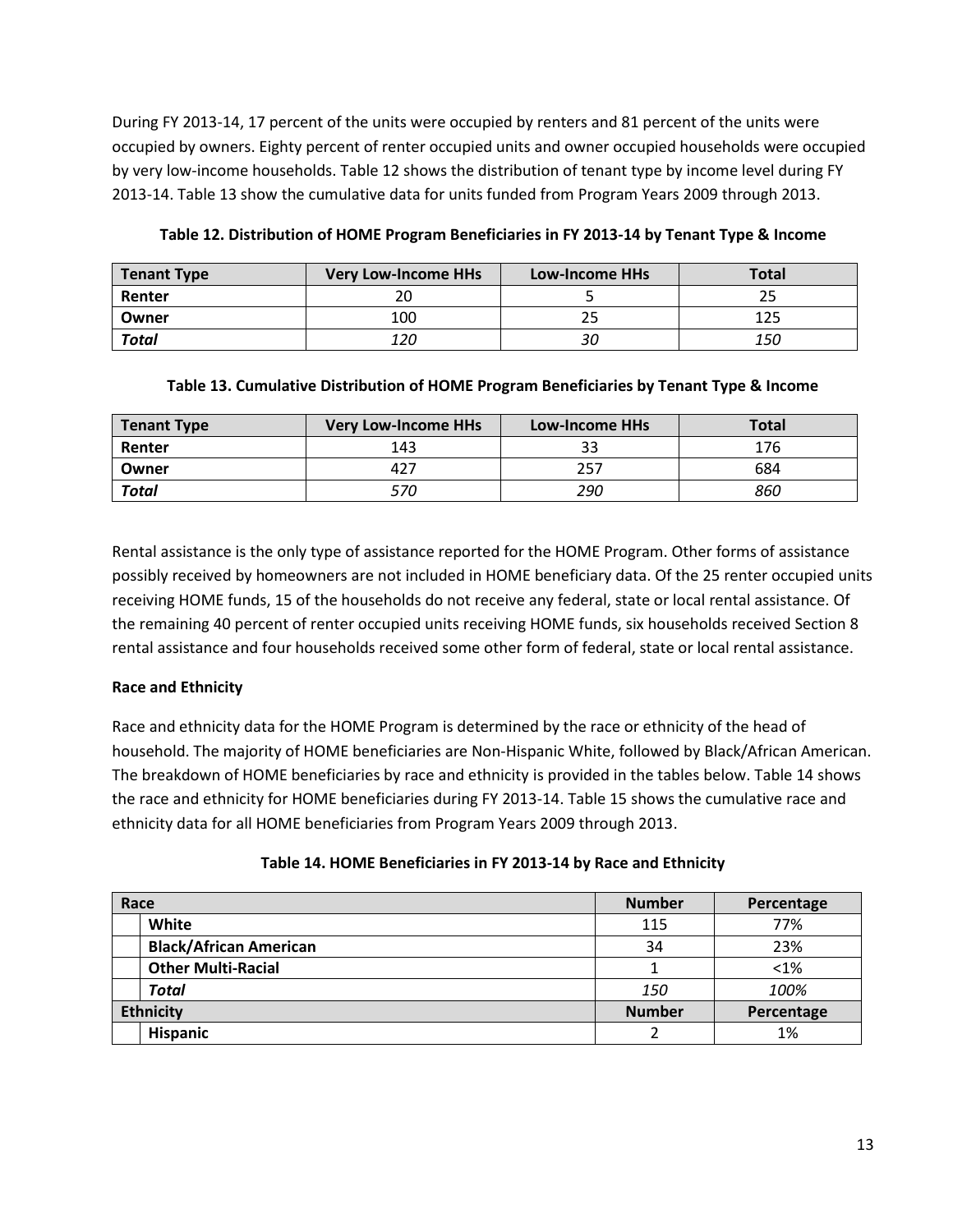During FY 2013-14, 17 percent of the units were occupied by renters and 81 percent of the units were occupied by owners. Eighty percent of renter occupied units and owner occupied households were occupied by very low-income households. Table 12 shows the distribution of tenant type by income level during FY 2013-14. Table 13 show the cumulative data for units funded from Program Years 2009 through 2013.

**Table 12. Distribution of HOME Program Beneficiaries in FY 2013-14 by Tenant Type & Income**

| Tenant Type | Very Low-Income HHs | Low-Income HHs | Total |
|---|---|---|---|
| **Renter** | 20 | 5 | 25 |
| **Owner** | 100 | 25 | 125 |
| ***Total*** | *120* | *30* | *150* |

**Table 13. Cumulative Distribution of HOME Program Beneficiaries by Tenant Type & Income**

| Tenant Type | Very Low-Income HHs | Low-Income HHs | Total |
|---|---|---|---|
| **Renter** | 143 | 33 | 176 |
| **Owner** | 427 | 257 | 684 |
| ***Total*** | *570* | *290* | *860* |

Rental assistance is the only type of assistance reported for the HOME Program. Other forms of assistance possibly received by homeowners are not included in HOME beneficiary data. Of the 25 renter occupied units receiving HOME funds, 15 of the households do not receive any federal, state or local rental assistance. Of the remaining 40 percent of renter occupied units receiving HOME funds, six households received Section 8 rental assistance and four households received some other form of federal, state or local rental assistance.

**Race and Ethnicity**

Race and ethnicity data for the HOME Program is determined by the race or ethnicity of the head of household. The majority of HOME beneficiaries are Non-Hispanic White, followed by Black/African American. The breakdown of HOME beneficiaries by race and ethnicity is provided in the tables below. Table 14 shows the race and ethnicity for HOME beneficiaries during FY 2013-14. Table 15 shows the cumulative race and ethnicity data for all HOME beneficiaries from Program Years 2009 through 2013.

**Table 14. HOME Beneficiaries in FY 2013-14 by Race and Ethnicity**

| Race | Number | Percentage |
|---|---|---|
| **White** | 115 | 77% |
| **Black/African American** | 34 | 23% |
| **Other Multi-Racial** | 1 | <1% |
| ***Total*** | *150* | *100%* |
| **Ethnicity** | **Number** | **Percentage** |
| **Hispanic** | 2 | 1% |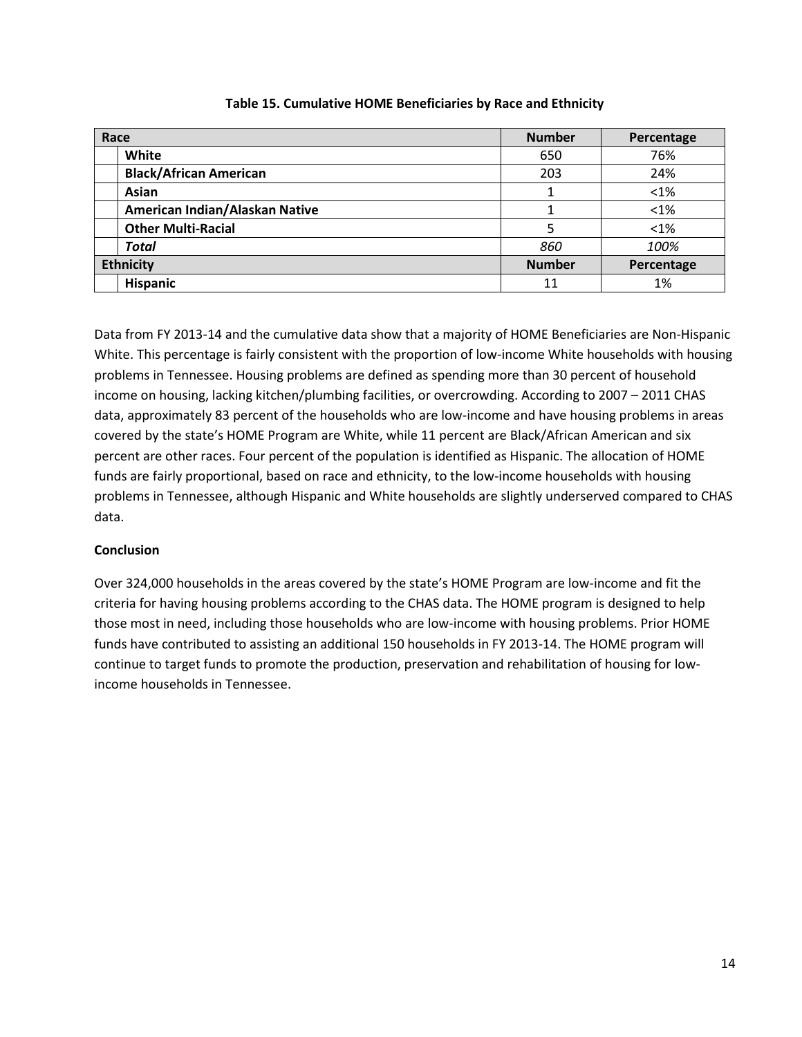**Table 15. Cumulative HOME Beneficiaries by Race and Ethnicity**

| Race | Number | Percentage |
|---|---|---|
| **White** | 650 | 76% |
| **Black/African American** | 203 | 24% |
| **Asian** | 1 | <1% |
| **American Indian/Alaskan Native** | 1 | <1% |
| **Other Multi-Racial** | 5 | <1% |
| ***Total*** | *860* | *100%* |
| **Ethnicity** | **Number** | **Percentage** |
| **Hispanic** | 11 | 1% |

Data from FY 2013-14 and the cumulative data show that a majority of HOME Beneficiaries are Non-Hispanic White. This percentage is fairly consistent with the proportion of low-income White households with housing problems in Tennessee. Housing problems are defined as spending more than 30 percent of household income on housing, lacking kitchen/plumbing facilities, or overcrowding. According to 2007 – 2011 CHAS data, approximately 83 percent of the households who are low-income and have housing problems in areas covered by the state's HOME Program are White, while 11 percent are Black/African American and six percent are other races. Four percent of the population is identified as Hispanic. The allocation of HOME funds are fairly proportional, based on race and ethnicity, to the low-income households with housing problems in Tennessee, although Hispanic and White households are slightly underserved compared to CHAS data.

**Conclusion**

Over 324,000 households in the areas covered by the state's HOME Program are low-income and fit the criteria for having housing problems according to the CHAS data. The HOME program is designed to help those most in need, including those households who are low-income with housing problems. Prior HOME funds have contributed to assisting an additional 150 households in FY 2013-14. The HOME program will continue to target funds to promote the production, preservation and rehabilitation of housing for low-income households in Tennessee.